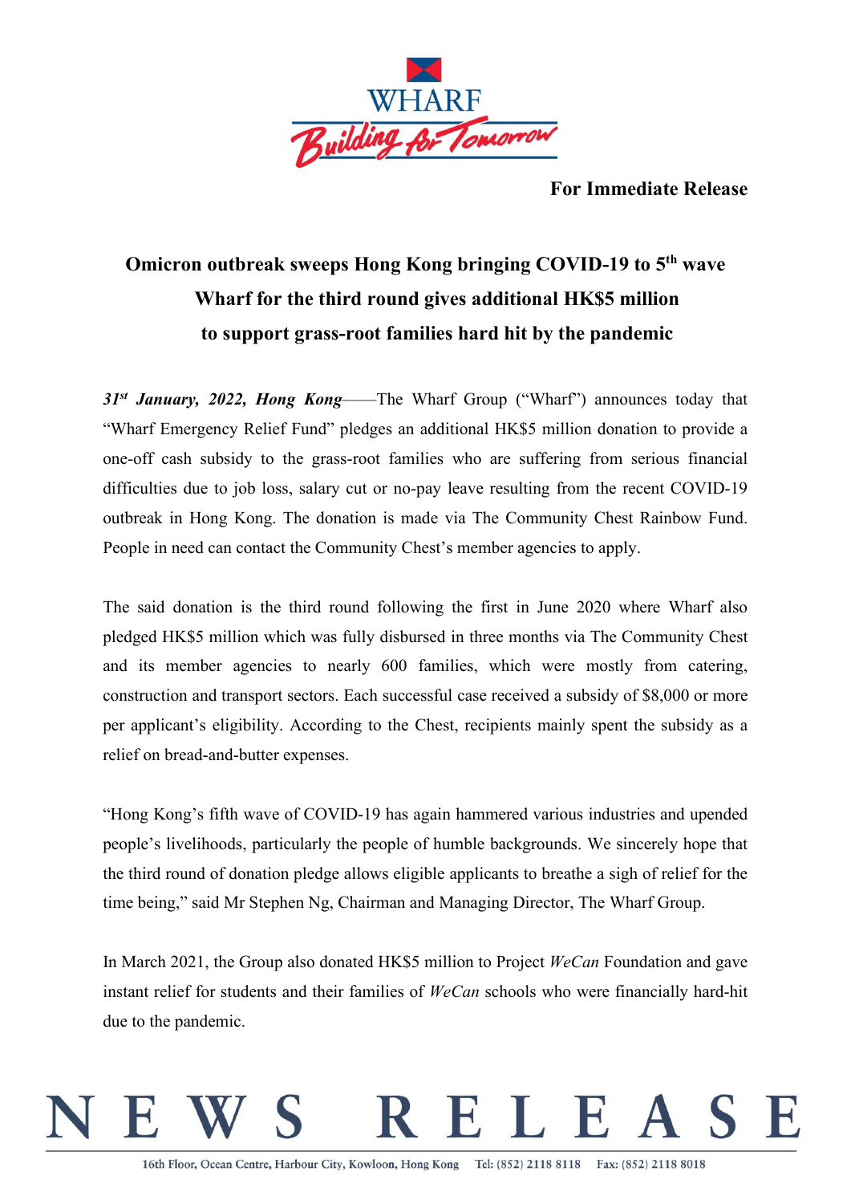**For Immediate Release**

# Omicron outbreak sweeps Hong Kong bringing COVID-19 to 5th wave Wharf for the third round gives additional HK$5 million to support grass-root families hard hit by the pandemic

***31st January, 2022, Hong Kong***——The Wharf Group ("Wharf") announces today that "Wharf Emergency Relief Fund" pledges an additional HK$5 million donation to provide a one-off cash subsidy to the grass-root families who are suffering from serious financial difficulties due to job loss, salary cut or no-pay leave resulting from the recent COVID-19 outbreak in Hong Kong. The donation is made via The Community Chest Rainbow Fund. People in need can contact the Community Chest's member agencies to apply.

The said donation is the third round following the first in June 2020 where Wharf also pledged HK$5 million which was fully disbursed in three months via The Community Chest and its member agencies to nearly 600 families, which were mostly from catering, construction and transport sectors. Each successful case received a subsidy of $8,000 or more per applicant's eligibility. According to the Chest, recipients mainly spent the subsidy as a relief on bread-and-butter expenses.

"Hong Kong's fifth wave of COVID-19 has again hammered various industries and upended people's livelihoods, particularly the people of humble backgrounds. We sincerely hope that the third round of donation pledge allows eligible applicants to breathe a sigh of relief for the time being," said Mr Stephen Ng, Chairman and Managing Director, The Wharf Group.

In March 2021, the Group also donated HK$5 million to Project *WeCan* Foundation and gave instant relief for students and their families of *WeCan* schools who were financially hard-hit due to the pandemic.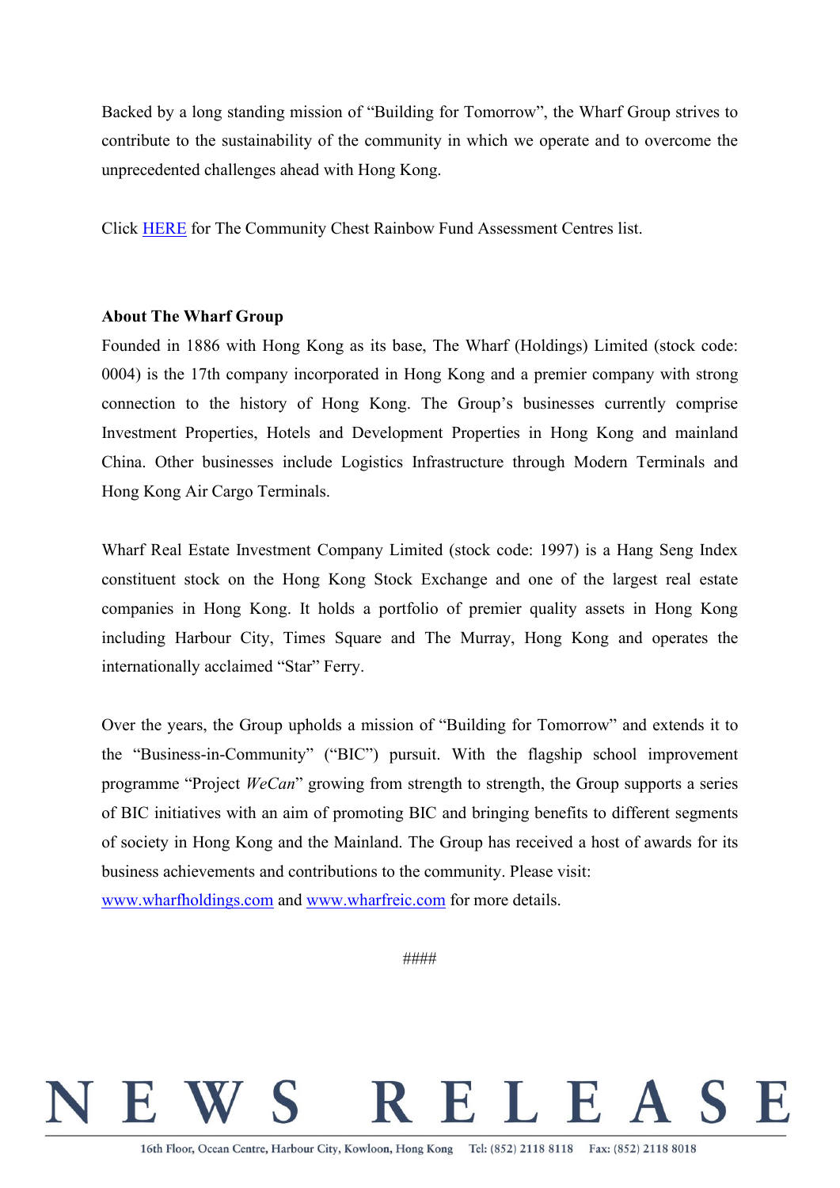Backed by a long standing mission of "Building for Tomorrow", the Wharf Group strives to contribute to the sustainability of the community in which we operate and to overcome the unprecedented challenges ahead with Hong Kong.

Click [HERE]() for The Community Chest Rainbow Fund Assessment Centres list.

**About The Wharf Group**

Founded in 1886 with Hong Kong as its base, The Wharf (Holdings) Limited (stock code: 0004) is the 17th company incorporated in Hong Kong and a premier company with strong connection to the history of Hong Kong. The Group's businesses currently comprise Investment Properties, Hotels and Development Properties in Hong Kong and mainland China. Other businesses include Logistics Infrastructure through Modern Terminals and Hong Kong Air Cargo Terminals.

Wharf Real Estate Investment Company Limited (stock code: 1997) is a Hang Seng Index constituent stock on the Hong Kong Stock Exchange and one of the largest real estate companies in Hong Kong. It holds a portfolio of premier quality assets in Hong Kong including Harbour City, Times Square and The Murray, Hong Kong and operates the internationally acclaimed "Star" Ferry.

Over the years, the Group upholds a mission of "Building for Tomorrow" and extends it to the "Business-in-Community" ("BIC") pursuit. With the flagship school improvement programme "Project *WeCan*" growing from strength to strength, the Group supports a series of BIC initiatives with an aim of promoting BIC and bringing benefits to different segments of society in Hong Kong and the Mainland. The Group has received a host of awards for its business achievements and contributions to the community. Please visit: [www.wharfholdings.com](http://www.wharfholdings.com) and [www.wharfreic.com](http://www.wharfreic.com) for more details.

####